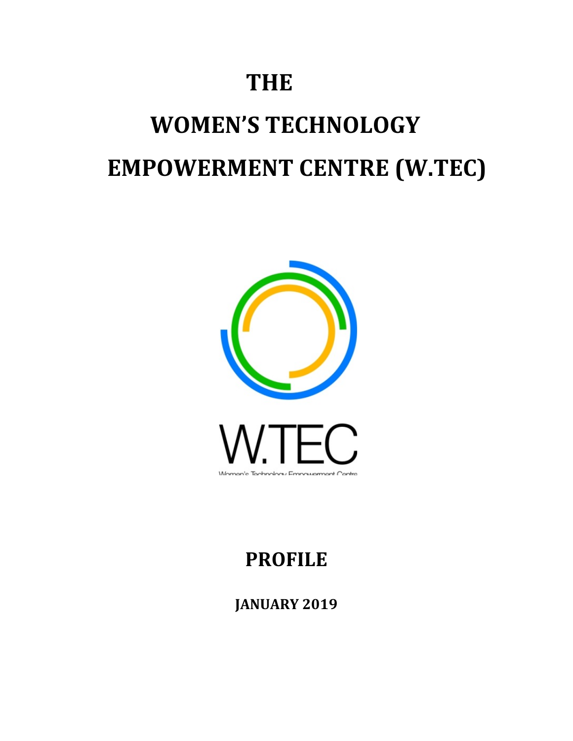# THE

# WOMEN'S TECHNOLOGY EMPOWERMENT CENTRE (W.TEC)

W.TEC

Women's Technology Empowerment Centre

## PROFILE

**JANUARY 2019**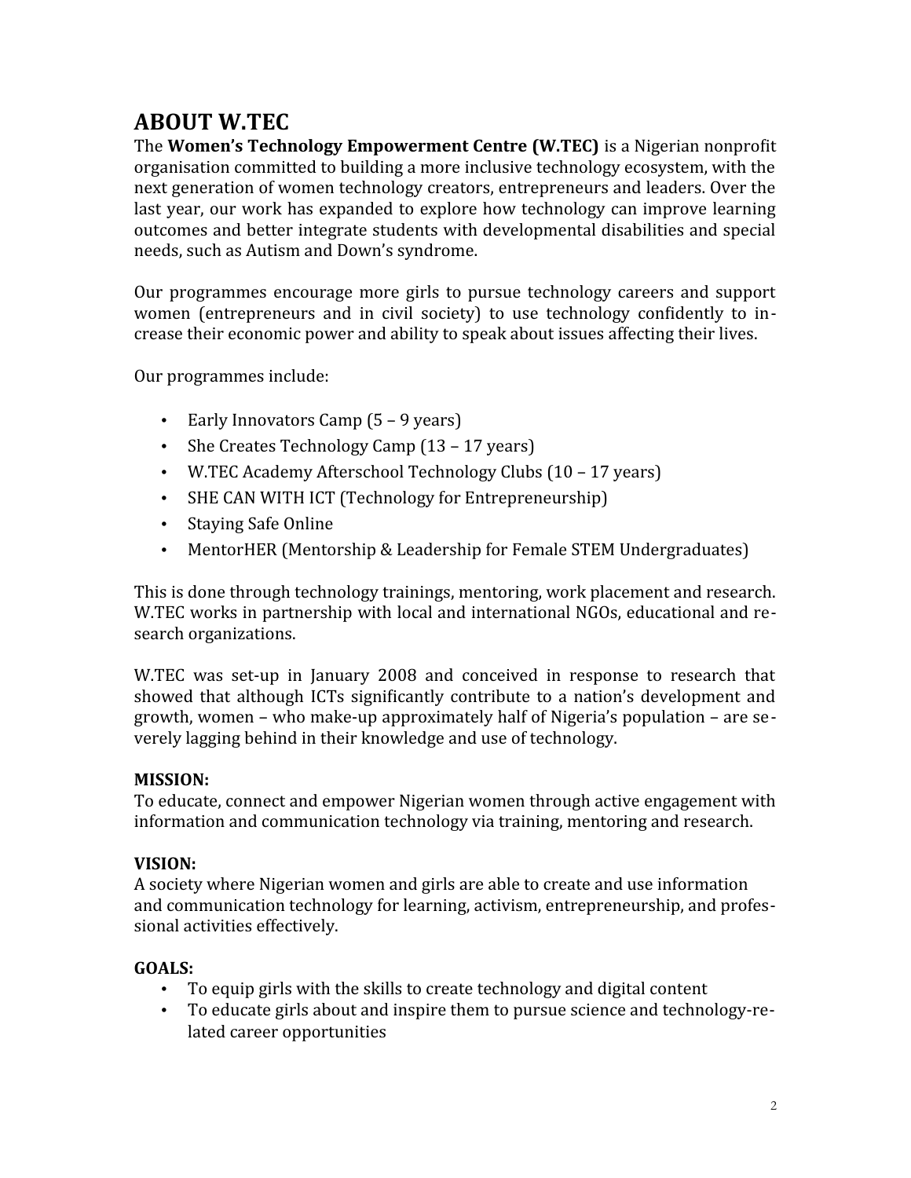# ABOUT W.TEC

The **Women's Technology Empowerment Centre (W.TEC)** is a Nigerian nonprofit organisation committed to building a more inclusive technology ecosystem, with the next generation of women technology creators, entrepreneurs and leaders. Over the last year, our work has expanded to explore how technology can improve learning outcomes and better integrate students with developmental disabilities and special needs, such as Autism and Down's syndrome.

Our programmes encourage more girls to pursue technology careers and support women (entrepreneurs and in civil society) to use technology confidently to increase their economic power and ability to speak about issues affecting their lives.

Our programmes include:

- Early Innovators Camp (5 – 9 years)
- She Creates Technology Camp (13 – 17 years)
- W.TEC Academy Afterschool Technology Clubs (10 – 17 years)
- SHE CAN WITH ICT (Technology for Entrepreneurship)
- Staying Safe Online
- MentorHER (Mentorship & Leadership for Female STEM Undergraduates)

This is done through technology trainings, mentoring, work placement and research. W.TEC works in partnership with local and international NGOs, educational and research organizations.

W.TEC was set-up in January 2008 and conceived in response to research that showed that although ICTs significantly contribute to a nation's development and growth, women – who make-up approximately half of Nigeria's population – are severely lagging behind in their knowledge and use of technology.

**MISSION:**
To educate, connect and empower Nigerian women through active engagement with information and communication technology via training, mentoring and research.

**VISION:**
A society where Nigerian women and girls are able to create and use information and communication technology for learning, activism, entrepreneurship, and professional activities effectively.

**GOALS:**

- To equip girls with the skills to create technology and digital content
- To educate girls about and inspire them to pursue science and technology-related career opportunities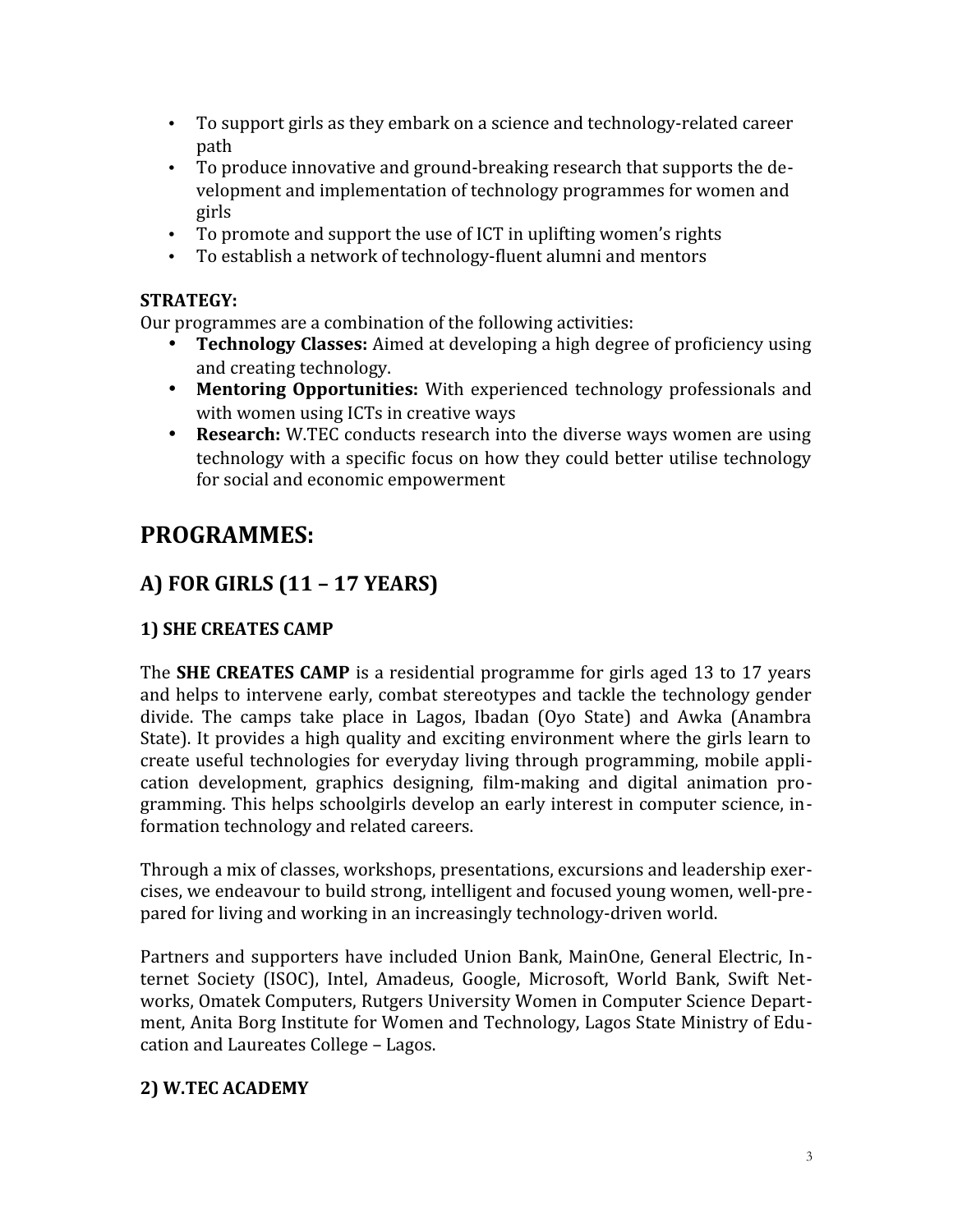- To support girls as they embark on a science and technology-related career path
- To produce innovative and ground-breaking research that supports the development and implementation of technology programmes for women and girls
- To promote and support the use of ICT in uplifting women's rights
- To establish a network of technology-fluent alumni and mentors

**STRATEGY:**

Our programmes are a combination of the following activities:

- **Technology Classes:** Aimed at developing a high degree of proficiency using and creating technology.
- **Mentoring Opportunities:** With experienced technology professionals and with women using ICTs in creative ways
- **Research:** W.TEC conducts research into the diverse ways women are using technology with a specific focus on how they could better utilise technology for social and economic empowerment

# PROGRAMMES:

## A) FOR GIRLS (11 – 17 YEARS)

### 1) SHE CREATES CAMP

The **SHE CREATES CAMP** is a residential programme for girls aged 13 to 17 years and helps to intervene early, combat stereotypes and tackle the technology gender divide. The camps take place in Lagos, Ibadan (Oyo State) and Awka (Anambra State). It provides a high quality and exciting environment where the girls learn to create useful technologies for everyday living through programming, mobile application development, graphics designing, film-making and digital animation programming. This helps schoolgirls develop an early interest in computer science, information technology and related careers.

Through a mix of classes, workshops, presentations, excursions and leadership exercises, we endeavour to build strong, intelligent and focused young women, well-prepared for living and working in an increasingly technology-driven world.

Partners and supporters have included Union Bank, MainOne, General Electric, Internet Society (ISOC), Intel, Amadeus, Google, Microsoft, World Bank, Swift Networks, Omatek Computers, Rutgers University Women in Computer Science Department, Anita Borg Institute for Women and Technology, Lagos State Ministry of Education and Laureates College – Lagos.

### 2) W.TEC ACADEMY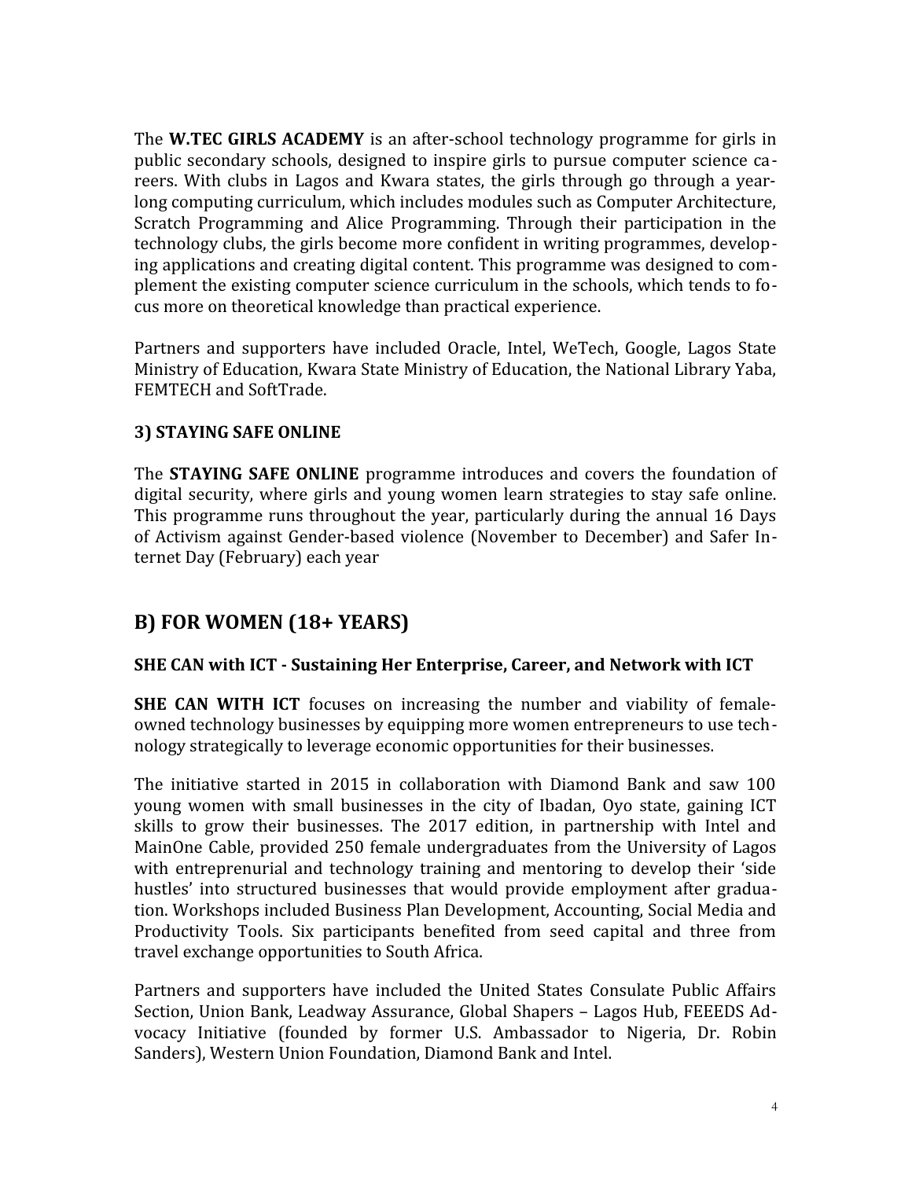The **W.TEC GIRLS ACADEMY** is an after-school technology programme for girls in public secondary schools, designed to inspire girls to pursue computer science careers. With clubs in Lagos and Kwara states, the girls through go through a year-long computing curriculum, which includes modules such as Computer Architecture, Scratch Programming and Alice Programming. Through their participation in the technology clubs, the girls become more confident in writing programmes, developing applications and creating digital content. This programme was designed to complement the existing computer science curriculum in the schools, which tends to focus more on theoretical knowledge than practical experience.

Partners and supporters have included Oracle, Intel, WeTech, Google, Lagos State Ministry of Education, Kwara State Ministry of Education, the National Library Yaba, FEMTECH and SoftTrade.

### 3) STAYING SAFE ONLINE

The **STAYING SAFE ONLINE** programme introduces and covers the foundation of digital security, where girls and young women learn strategies to stay safe online. This programme runs throughout the year, particularly during the annual 16 Days of Activism against Gender-based violence (November to December) and Safer Internet Day (February) each year

## B) FOR WOMEN (18+ YEARS)

### SHE CAN with ICT - Sustaining Her Enterprise, Career, and Network with ICT

**SHE CAN WITH ICT** focuses on increasing the number and viability of female-owned technology businesses by equipping more women entrepreneurs to use technology strategically to leverage economic opportunities for their businesses.

The initiative started in 2015 in collaboration with Diamond Bank and saw 100 young women with small businesses in the city of Ibadan, Oyo state, gaining ICT skills to grow their businesses. The 2017 edition, in partnership with Intel and MainOne Cable, provided 250 female undergraduates from the University of Lagos with entreprenurial and technology training and mentoring to develop their 'side hustles' into structured businesses that would provide employment after graduation. Workshops included Business Plan Development, Accounting, Social Media and Productivity Tools. Six participants benefited from seed capital and three from travel exchange opportunities to South Africa.

Partners and supporters have included the United States Consulate Public Affairs Section, Union Bank, Leadway Assurance, Global Shapers – Lagos Hub, FEEEDS Advocacy Initiative (founded by former U.S. Ambassador to Nigeria, Dr. Robin Sanders), Western Union Foundation, Diamond Bank and Intel.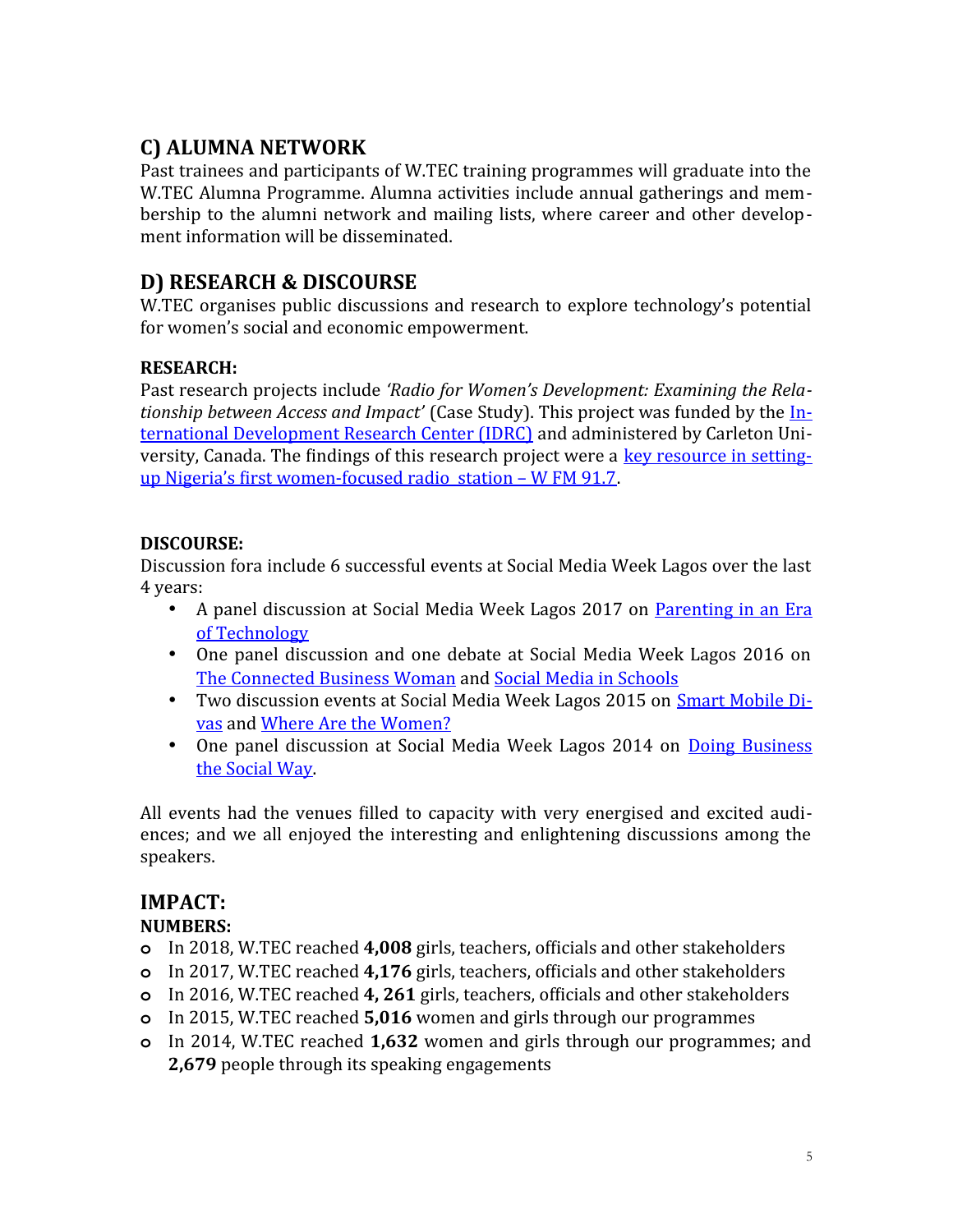## C) ALUMNA NETWORK

Past trainees and participants of W.TEC training programmes will graduate into the W.TEC Alumna Programme. Alumna activities include annual gatherings and membership to the alumni network and mailing lists, where career and other development information will be disseminated.

## D) RESEARCH & DISCOURSE

W.TEC organises public discussions and research to explore technology's potential for women's social and economic empowerment.

### RESEARCH:

Past research projects include *'Radio for Women's Development: Examining the Relationship between Access and Impact'* (Case Study). This project was funded by the International Development Research Center (IDRC) and administered by Carleton University, Canada. The findings of this research project were a key resource in setting-up Nigeria's first women-focused radio station – W FM 91.7.

### DISCOURSE:

Discussion fora include 6 successful events at Social Media Week Lagos over the last 4 years:

- A panel discussion at Social Media Week Lagos 2017 on Parenting in an Era of Technology
- One panel discussion and one debate at Social Media Week Lagos 2016 on The Connected Business Woman and Social Media in Schools
- Two discussion events at Social Media Week Lagos 2015 on Smart Mobile Divas and Where Are the Women?
- One panel discussion at Social Media Week Lagos 2014 on Doing Business the Social Way.

All events had the venues filled to capacity with very energised and excited audiences; and we all enjoyed the interesting and enlightening discussions among the speakers.

## IMPACT:

### NUMBERS:

- In 2018, W.TEC reached **4,008** girls, teachers, officials and other stakeholders
- In 2017, W.TEC reached **4,176** girls, teachers, officials and other stakeholders
- In 2016, W.TEC reached **4, 261** girls, teachers, officials and other stakeholders
- In 2015, W.TEC reached **5,016** women and girls through our programmes
- In 2014, W.TEC reached **1,632** women and girls through our programmes; and **2,679** people through its speaking engagements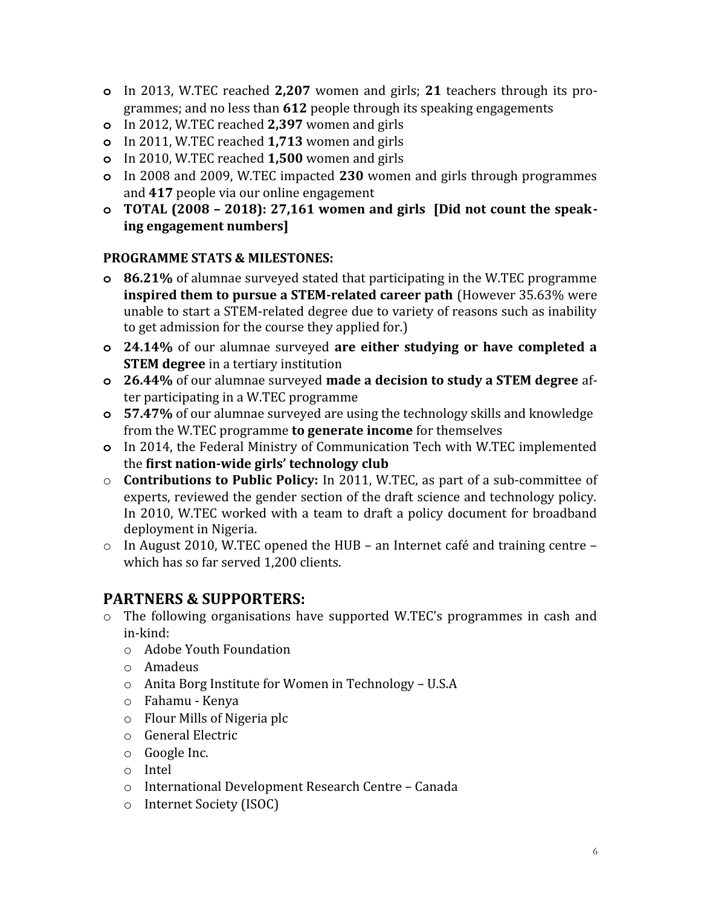- In 2013, W.TEC reached **2,207** women and girls; **21** teachers through its programmes; and no less than **612** people through its speaking engagements
- In 2012, W.TEC reached **2,397** women and girls
- In 2011, W.TEC reached **1,713** women and girls
- In 2010, W.TEC reached **1,500** women and girls
- In 2008 and 2009, W.TEC impacted **230** women and girls through programmes and **417** people via our online engagement
- **TOTAL (2008 – 2018): 27,161 women and girls [Did not count the speaking engagement numbers]**

**PROGRAMME STATS & MILESTONES:**

- **86.21%** of alumnae surveyed stated that participating in the W.TEC programme **inspired them to pursue a STEM-related career path** (However 35.63% were unable to start a STEM-related degree due to variety of reasons such as inability to get admission for the course they applied for.)
- **24.14%** of our alumnae surveyed **are either studying or have completed a STEM degree** in a tertiary institution
- **26.44%** of our alumnae surveyed **made a decision to study a STEM degree** after participating in a W.TEC programme
- **57.47%** of our alumnae surveyed are using the technology skills and knowledge from the W.TEC programme **to generate income** for themselves
- In 2014, the Federal Ministry of Communication Tech with W.TEC implemented the **first nation-wide girls' technology club**
- **Contributions to Public Policy:** In 2011, W.TEC, as part of a sub-committee of experts, reviewed the gender section of the draft science and technology policy. In 2010, W.TEC worked with a team to draft a policy document for broadband deployment in Nigeria.
- In August 2010, W.TEC opened the HUB – an Internet café and training centre – which has so far served 1,200 clients.

## PARTNERS & SUPPORTERS:

- The following organisations have supported W.TEC's programmes in cash and in-kind:
  - Adobe Youth Foundation
  - Amadeus
  - Anita Borg Institute for Women in Technology – U.S.A
  - Fahamu - Kenya
  - Flour Mills of Nigeria plc
  - General Electric
  - Google Inc.
  - Intel
  - International Development Research Centre – Canada
  - Internet Society (ISOC)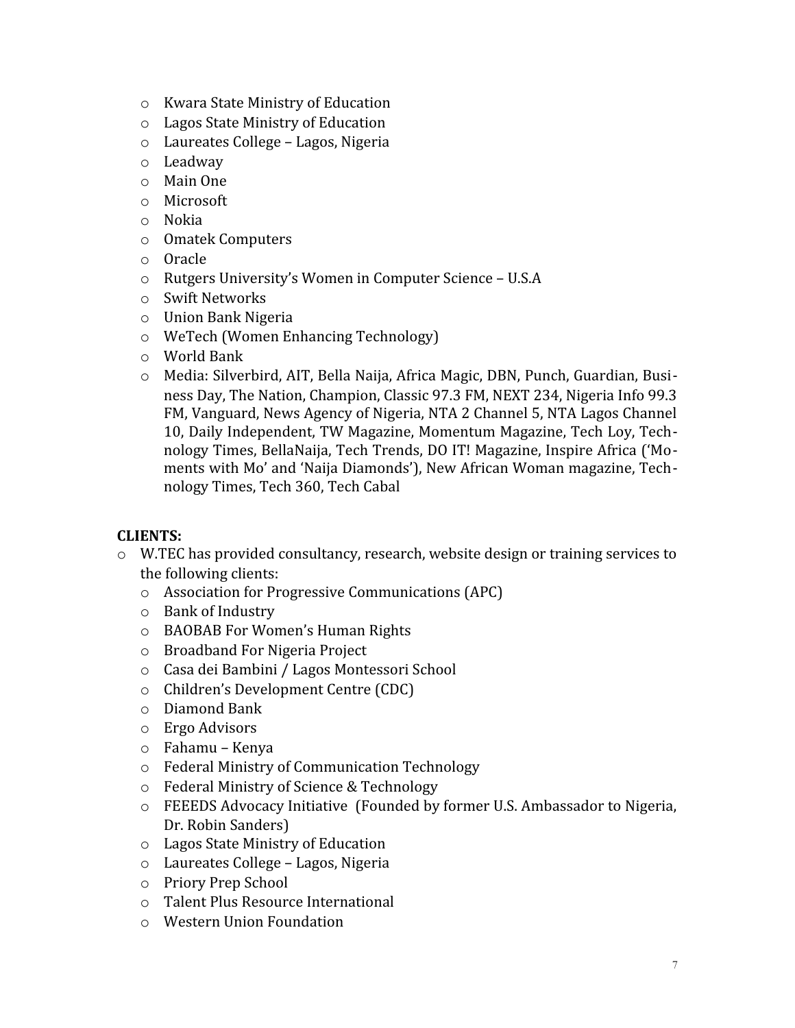- Kwara State Ministry of Education
- Lagos State Ministry of Education
- Laureates College – Lagos, Nigeria
- Leadway
- Main One
- Microsoft
- Nokia
- Omatek Computers
- Oracle
- Rutgers University's Women in Computer Science – U.S.A
- Swift Networks
- Union Bank Nigeria
- WeTech (Women Enhancing Technology)
- World Bank
- Media: Silverbird, AIT, Bella Naija, Africa Magic, DBN, Punch, Guardian, Business Day, The Nation, Champion, Classic 97.3 FM, NEXT 234, Nigeria Info 99.3 FM, Vanguard, News Agency of Nigeria, NTA 2 Channel 5, NTA Lagos Channel 10, Daily Independent, TW Magazine, Momentum Magazine, Tech Loy, Technology Times, BellaNaija, Tech Trends, DO IT! Magazine, Inspire Africa ('Moments with Mo' and 'Naija Diamonds'), New African Woman magazine, Technology Times, Tech 360, Tech Cabal

**CLIENTS:**

- W.TEC has provided consultancy, research, website design or training services to the following clients:
  - Association for Progressive Communications (APC)
  - Bank of Industry
  - BAOBAB For Women's Human Rights
  - Broadband For Nigeria Project
  - Casa dei Bambini / Lagos Montessori School
  - Children's Development Centre (CDC)
  - Diamond Bank
  - Ergo Advisors
  - Fahamu – Kenya
  - Federal Ministry of Communication Technology
  - Federal Ministry of Science & Technology
  - FEEEDS Advocacy Initiative (Founded by former U.S. Ambassador to Nigeria, Dr. Robin Sanders)
  - Lagos State Ministry of Education
  - Laureates College – Lagos, Nigeria
  - Priory Prep School
  - Talent Plus Resource International
  - Western Union Foundation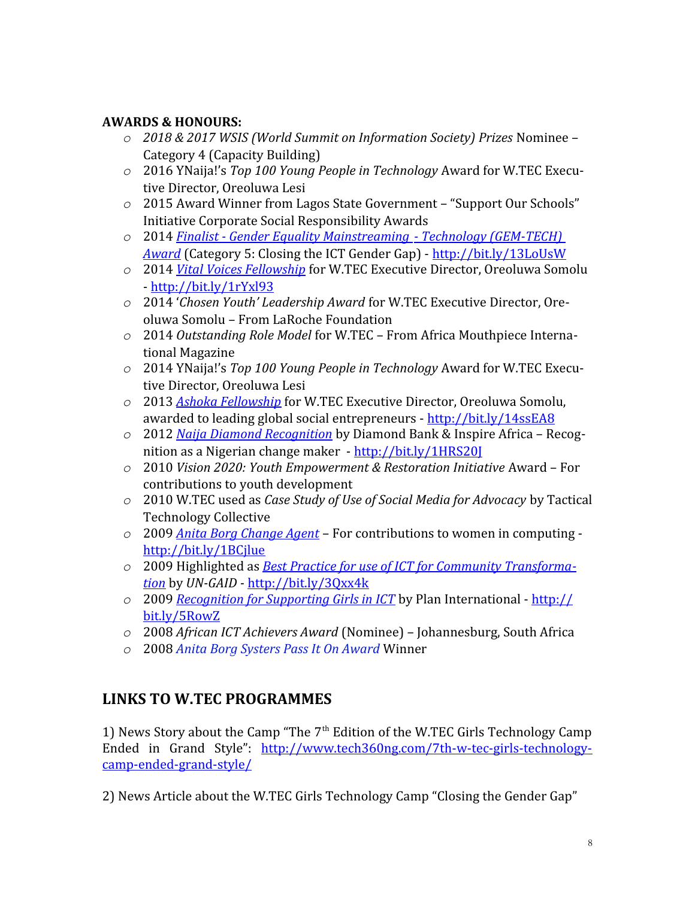**AWARDS & HONOURS:**

- *2018 & 2017 WSIS (World Summit on Information Society) Prizes* Nominee – Category 4 (Capacity Building)
- 2016 YNaija!'s *Top 100 Young People in Technology* Award for W.TEC Executive Director, Oreoluwa Lesi
- 2015 Award Winner from Lagos State Government – "Support Our Schools" Initiative Corporate Social Responsibility Awards
- 2014 *Finalist - Gender Equality Mainstreaming - Technology (GEM-TECH) Award* (Category 5: Closing the ICT Gender Gap) - http://bit.ly/13LoUsW
- 2014 *Vital Voices Fellowship* for W.TEC Executive Director, Oreoluwa Somolu - http://bit.ly/1rYxl93
- 2014 '*Chosen Youth' Leadership Award* for W.TEC Executive Director, Oreoluwa Somolu – From LaRoche Foundation
- 2014 *Outstanding Role Model* for W.TEC – From Africa Mouthpiece International Magazine
- 2014 YNaija!'s *Top 100 Young People in Technology* Award for W.TEC Executive Director, Oreoluwa Lesi
- 2013 *Ashoka Fellowship* for W.TEC Executive Director, Oreoluwa Somolu, awarded to leading global social entrepreneurs - http://bit.ly/14ssEA8
- 2012 *Naija Diamond Recognition* by Diamond Bank & Inspire Africa – Recognition as a Nigerian change maker - http://bit.ly/1HRS20J
- 2010 *Vision 2020: Youth Empowerment & Restoration Initiative* Award – For contributions to youth development
- 2010 W.TEC used as *Case Study of Use of Social Media for Advocacy* by Tactical Technology Collective
- 2009 *Anita Borg Change Agent* – For contributions to women in computing - http://bit.ly/1BCjlue
- 2009 Highlighted as *Best Practice for use of ICT for Community Transformation* by *UN-GAID* - http://bit.ly/3Qxx4k
- 2009 *Recognition for Supporting Girls in ICT* by Plan International - http://bit.ly/5RowZ
- 2008 *African ICT Achievers Award* (Nominee) – Johannesburg, South Africa
- 2008 *Anita Borg Systers Pass It On Award* Winner

## LINKS TO W.TEC PROGRAMMES

1) News Story about the Camp "The 7th Edition of the W.TEC Girls Technology Camp Ended in Grand Style": http://www.tech360ng.com/7th-w-tec-girls-technology-camp-ended-grand-style/

2) News Article about the W.TEC Girls Technology Camp "Closing the Gender Gap"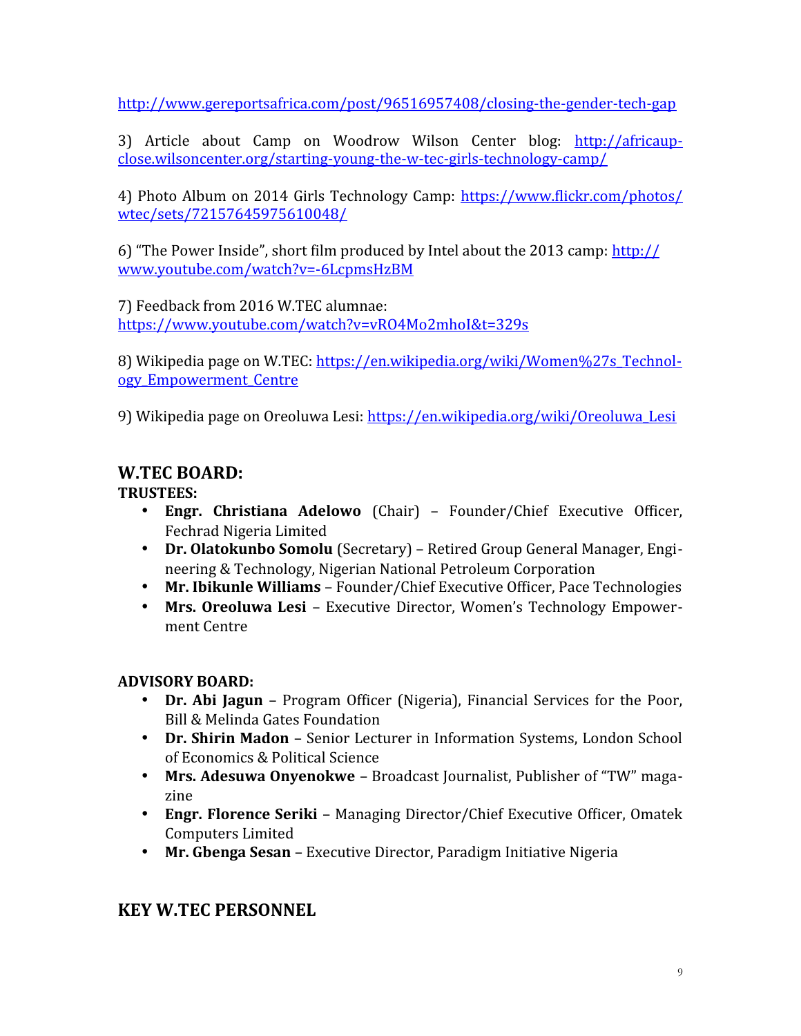http://www.gereportsafrica.com/post/96516957408/closing-the-gender-tech-gap

3) Article about Camp on Woodrow Wilson Center blog: http://africaup-close.wilsoncenter.org/starting-young-the-w-tec-girls-technology-camp/

4) Photo Album on 2014 Girls Technology Camp: https://www.flickr.com/photos/wtec/sets/72157645975610048/

6) "The Power Inside", short film produced by Intel about the 2013 camp: http://www.youtube.com/watch?v=-6LcpmsHzBM

7) Feedback from 2016 W.TEC alumnae:
https://www.youtube.com/watch?v=vRO4Mo2mhoI&t=329s

8) Wikipedia page on W.TEC: https://en.wikipedia.org/wiki/Women%27s_Technology_Empowerment_Centre

9) Wikipedia page on Oreoluwa Lesi: https://en.wikipedia.org/wiki/Oreoluwa_Lesi

## W.TEC BOARD:

**TRUSTEES:**

- **Engr. Christiana Adelowo** (Chair) – Founder/Chief Executive Officer, Fechrad Nigeria Limited
- **Dr. Olatokunbo Somolu** (Secretary) – Retired Group General Manager, Engineering & Technology, Nigerian National Petroleum Corporation
- **Mr. Ibikunle Williams** – Founder/Chief Executive Officer, Pace Technologies
- **Mrs. Oreoluwa Lesi** – Executive Director, Women's Technology Empowerment Centre

**ADVISORY BOARD:**

- **Dr. Abi Jagun** – Program Officer (Nigeria), Financial Services for the Poor, Bill & Melinda Gates Foundation
- **Dr. Shirin Madon** – Senior Lecturer in Information Systems, London School of Economics & Political Science
- **Mrs. Adesuwa Onyenokwe** – Broadcast Journalist, Publisher of "TW" magazine
- **Engr. Florence Seriki** – Managing Director/Chief Executive Officer, Omatek Computers Limited
- **Mr. Gbenga Sesan** – Executive Director, Paradigm Initiative Nigeria

## KEY W.TEC PERSONNEL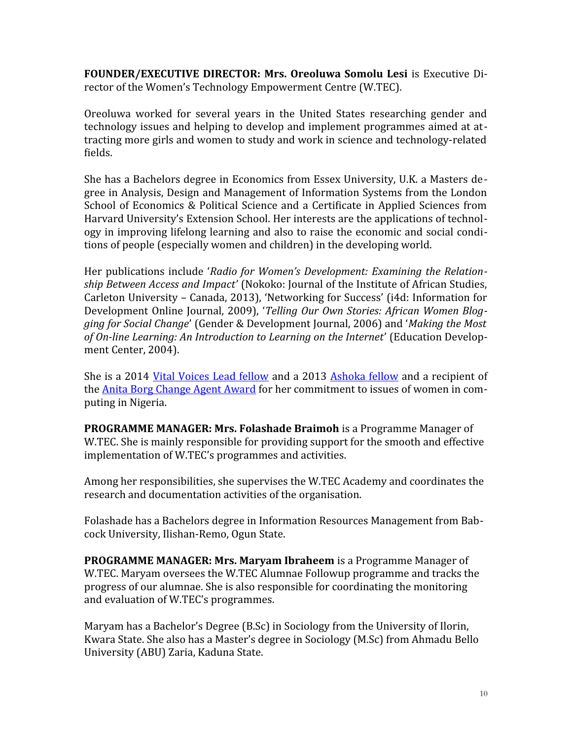**FOUNDER/EXECUTIVE DIRECTOR: Mrs. Oreoluwa Somolu Lesi** is Executive Director of the Women's Technology Empowerment Centre (W.TEC).

Oreoluwa worked for several years in the United States researching gender and technology issues and helping to develop and implement programmes aimed at attracting more girls and women to study and work in science and technology-related fields.

She has a Bachelors degree in Economics from Essex University, U.K. a Masters degree in Analysis, Design and Management of Information Systems from the London School of Economics & Political Science and a Certificate in Applied Sciences from Harvard University's Extension School. Her interests are the applications of technology in improving lifelong learning and also to raise the economic and social conditions of people (especially women and children) in the developing world.

Her publications include '*Radio for Women's Development: Examining the Relationship Between Access and Impact'* (Nokoko: Journal of the Institute of African Studies, Carleton University – Canada, 2013), 'Networking for Success' (i4d: Information for Development Online Journal, 2009), '*Telling Our Own Stories: African Women Blogging for Social Change*' (Gender & Development Journal, 2006) and '*Making the Most of On-line Learning: An Introduction to Learning on the Internet*' (Education Development Center, 2004).

She is a 2014 Vital Voices Lead fellow and a 2013 Ashoka fellow and a recipient of the Anita Borg Change Agent Award for her commitment to issues of women in computing in Nigeria.

**PROGRAMME MANAGER: Mrs. Folashade Braimoh** is a Programme Manager of W.TEC. She is mainly responsible for providing support for the smooth and effective implementation of W.TEC's programmes and activities.

Among her responsibilities, she supervises the W.TEC Academy and coordinates the research and documentation activities of the organisation.

Folashade has a Bachelors degree in Information Resources Management from Babcock University, Ilishan-Remo, Ogun State.

**PROGRAMME MANAGER: Mrs. Maryam Ibraheem** is a Programme Manager of W.TEC. Maryam oversees the W.TEC Alumnae Followup programme and tracks the progress of our alumnae. She is also responsible for coordinating the monitoring and evaluation of W.TEC's programmes.

Maryam has a Bachelor's Degree (B.Sc) in Sociology from the University of Ilorin, Kwara State. She also has a Master's degree in Sociology (M.Sc) from Ahmadu Bello University (ABU) Zaria, Kaduna State.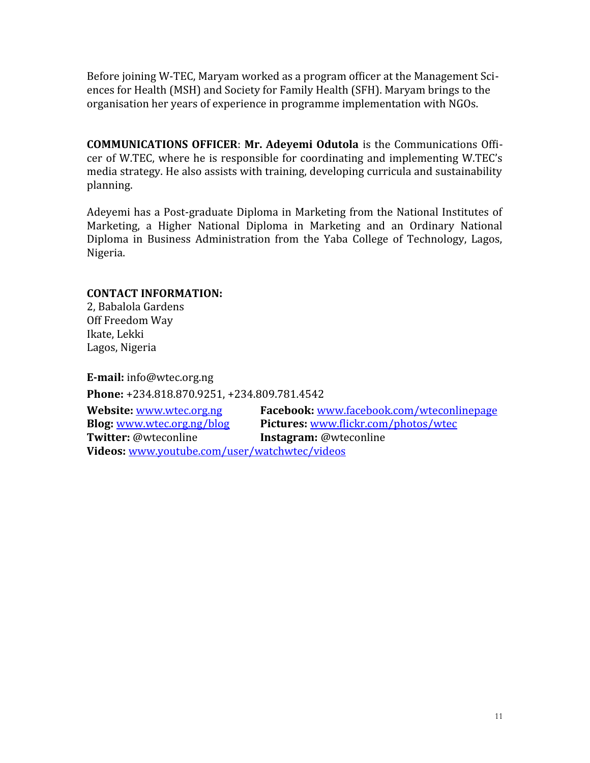Before joining W-TEC, Maryam worked as a program officer at the Management Sciences for Health (MSH) and Society for Family Health (SFH). Maryam brings to the organisation her years of experience in programme implementation with NGOs.

**COMMUNICATIONS OFFICER**: **Mr. Adeyemi Odutola** is the Communications Officer of W.TEC, where he is responsible for coordinating and implementing W.TEC's media strategy. He also assists with training, developing curricula and sustainability planning.

Adeyemi has a Post-graduate Diploma in Marketing from the National Institutes of Marketing, a Higher National Diploma in Marketing and an Ordinary National Diploma in Business Administration from the Yaba College of Technology, Lagos, Nigeria.

**CONTACT INFORMATION:**
2, Babalola Gardens
Off Freedom Way
Ikate, Lekki
Lagos, Nigeria

**E-mail:** info@wtec.org.ng

**Phone:** +234.818.870.9251, +234.809.781.4542

**Website:** www.wtec.org.ng
**Facebook:** www.facebook.com/wteconlinepage
**Blog:** www.wtec.org.ng/blog
**Pictures:** www.flickr.com/photos/wtec
**Twitter:** @wteconline
**Instagram:** @wteconline
**Videos:** www.youtube.com/user/watchwtec/videos